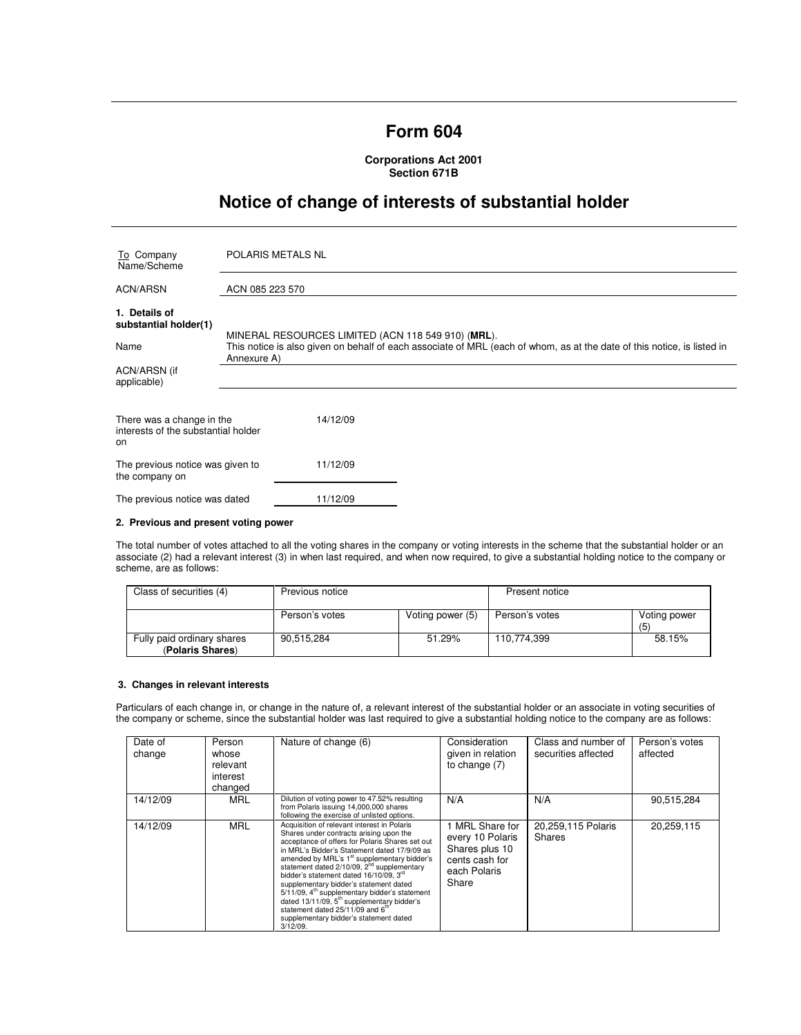# Form 604

**Corporations Act 2001**
**Section 671B**

## Notice of change of interests of substantial holder

| | |
|---|---|
| To Company Name/Scheme | POLARIS METALS NL |
| ACN/ARSN | ACN 085 223 570 |
| **1. Details of substantial holder(1)** | |
| Name | MINERAL RESOURCES LIMITED (ACN 118 549 910) (**MRL**). This notice is also given on behalf of each associate of MRL (each of whom, as at the date of this notice, is listed in Annexure A) |
| ACN/ARSN (if applicable) | |

| | |
|---|---|
| There was a change in the interests of the substantial holder on | 14/12/09 |
| The previous notice was given to the company on | 11/12/09 |
| The previous notice was dated | 11/12/09 |

#### 2. Previous and present voting power

The total number of votes attached to all the voting shares in the company or voting interests in the scheme that the substantial holder or an associate (2) had a relevant interest (3) in when last required, and when now required, to give a substantial holding notice to the company or scheme, are as follows:

| Class of securities (4) | Previous notice | | Present notice | |
|---|---|---|---|---|
| | Person's votes | Voting power (5) | Person's votes | Voting power (5) |
| Fully paid ordinary shares (**Polaris Shares**) | 90,515,284 | 51.29% | 110,774,399 | 58.15% |

#### 3. Changes in relevant interests

Particulars of each change in, or change in the nature of, a relevant interest of the substantial holder or an associate in voting securities of the company or scheme, since the substantial holder was last required to give a substantial holding notice to the company are as follows:

| Date of change | Person whose relevant interest changed | Nature of change (6) | Consideration given in relation to change (7) | Class and number of securities affected | Person's votes affected |
|---|---|---|---|---|---|
| 14/12/09 | MRL | Dilution of voting power to 47.52% resulting from Polaris issuing 14,000,000 shares following the exercise of unlisted options. | N/A | N/A | 90,515,284 |
| 14/12/09 | MRL | Acquisition of relevant interest in Polaris Shares under contracts arising upon the acceptance of offers for Polaris Shares set out in MRL's Bidder's Statement dated 17/9/09 as amended by MRL's 1st supplementary bidder's statement dated 2/10/09, 2nd supplementary bidder's statement dated 16/10/09, 3rd supplementary bidder's statement dated 5/11/09, 4th supplementary bidder's statement dated 13/11/09, 5th supplementary bidder's statement dated 25/11/09 and 6th supplementary bidder's statement dated 3/12/09. | 1 MRL Share for every 10 Polaris Shares plus 10 cents cash for each Polaris Share | 20,259,115 Polaris Shares | 20,259,115 |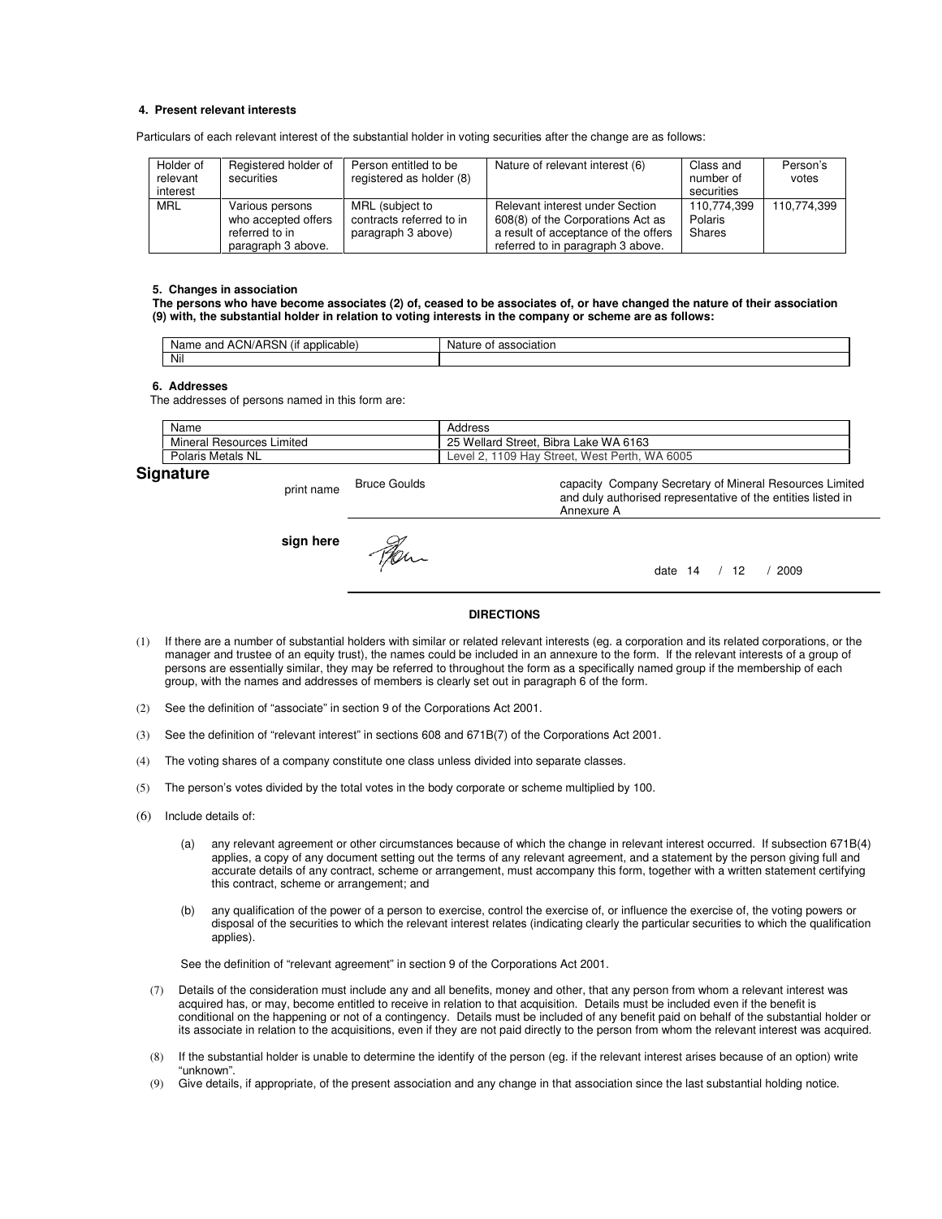#### 4. Present relevant interests

Particulars of each relevant interest of the substantial holder in voting securities after the change are as follows:

| Holder of relevant interest | Registered holder of securities | Person entitled to be registered as holder (8) | Nature of relevant interest (6) | Class and number of securities | Person's votes |
|---|---|---|---|---|---|
| MRL | Various persons who accepted offers referred to in paragraph 3 above. | MRL (subject to contracts referred to in paragraph 3 above) | Relevant interest under Section 608(8) of the Corporations Act as a result of acceptance of the offers referred to in paragraph 3 above. | 110,774,399 Polaris Shares | 110,774,399 |

#### 5. Changes in association

**The persons who have become associates (2) of, ceased to be associates of, or have changed the nature of their association (9) with, the substantial holder in relation to voting interests in the company or scheme are as follows:**

| Name and ACN/ARSN (if applicable) | Nature of association |
|---|---|
| Nil | |

#### 6. Addresses

The addresses of persons named in this form are:

| Name | Address |
|---|---|
| Mineral Resources Limited | 25 Wellard Street, Bibra Lake WA 6163 |
| Polaris Metals NL | Level 2, 1109 Hay Street, West Perth, WA 6005 |

## Signature

print name Bruce Goulds

capacity Company Secretary of Mineral Resources Limited and duly authorised representative of the entities listed in Annexure A

**sign here**

date 14 / 12 / 2009

**DIRECTIONS**

(1) If there are a number of substantial holders with similar or related relevant interests (eg. a corporation and its related corporations, or the manager and trustee of an equity trust), the names could be included in an annexure to the form. If the relevant interests of a group of persons are essentially similar, they may be referred to throughout the form as a specifically named group if the membership of each group, with the names and addresses of members is clearly set out in paragraph 6 of the form.

(2) See the definition of "associate" in section 9 of the Corporations Act 2001.

(3) See the definition of "relevant interest" in sections 608 and 671B(7) of the Corporations Act 2001.

(4) The voting shares of a company constitute one class unless divided into separate classes.

(5) The person's votes divided by the total votes in the body corporate or scheme multiplied by 100.

(6) Include details of:

(a) any relevant agreement or other circumstances because of which the change in relevant interest occurred. If subsection 671B(4) applies, a copy of any document setting out the terms of any relevant agreement, and a statement by the person giving full and accurate details of any contract, scheme or arrangement, must accompany this form, together with a written statement certifying this contract, scheme or arrangement; and

(b) any qualification of the power of a person to exercise, control the exercise of, or influence the exercise of, the voting powers or disposal of the securities to which the relevant interest relates (indicating clearly the particular securities to which the qualification applies).

See the definition of "relevant agreement" in section 9 of the Corporations Act 2001.

(7) Details of the consideration must include any and all benefits, money and other, that any person from whom a relevant interest was acquired has, or may, become entitled to receive in relation to that acquisition. Details must be included even if the benefit is conditional on the happening or not of a contingency. Details must be included of any benefit paid on behalf of the substantial holder or its associate in relation to the acquisitions, even if they are not paid directly to the person from whom the relevant interest was acquired.

(8) If the substantial holder is unable to determine the identify of the person (eg. if the relevant interest arises because of an option) write "unknown".

(9) Give details, if appropriate, of the present association and any change in that association since the last substantial holding notice.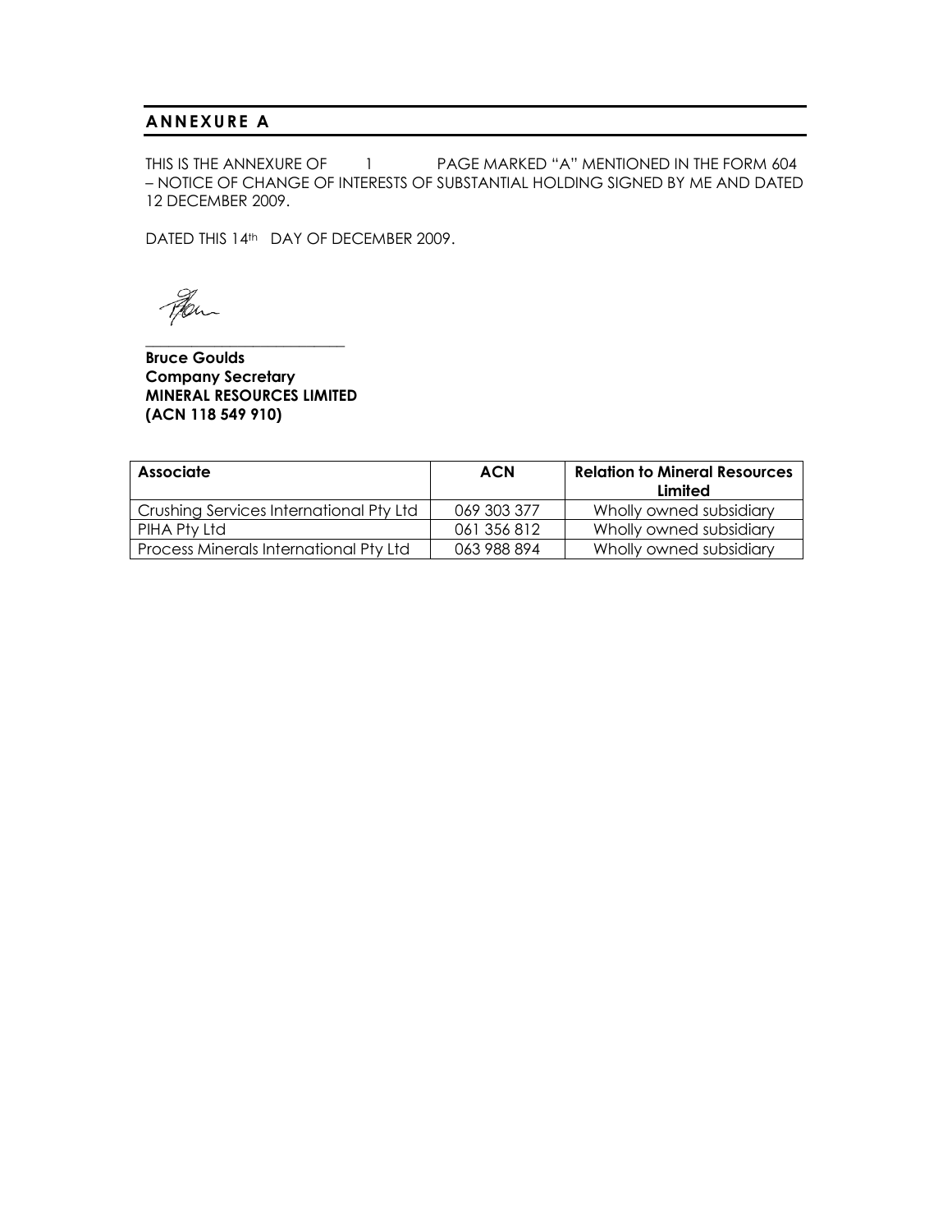## ANNEXURE A

THIS IS THE ANNEXURE OF 1 PAGE MARKED "A" MENTIONED IN THE FORM 604 – NOTICE OF CHANGE OF INTERESTS OF SUBSTANTIAL HOLDING SIGNED BY ME AND DATED 12 DECEMBER 2009.

DATED THIS 14th DAY OF DECEMBER 2009.

\_\_\_\_\_\_\_\_\_\_\_\_\_\_\_\_\_\_\_\_\_\_\_\_\_\_\_\_

**Bruce Goulds**
**Company Secretary**
**MINERAL RESOURCES LIMITED**
**(ACN 118 549 910)**

| Associate | ACN | Relation to Mineral Resources Limited |
|---|---|---|
| Crushing Services International Pty Ltd | 069 303 377 | Wholly owned subsidiary |
| PIHA Pty Ltd | 061 356 812 | Wholly owned subsidiary |
| Process Minerals International Pty Ltd | 063 988 894 | Wholly owned subsidiary |